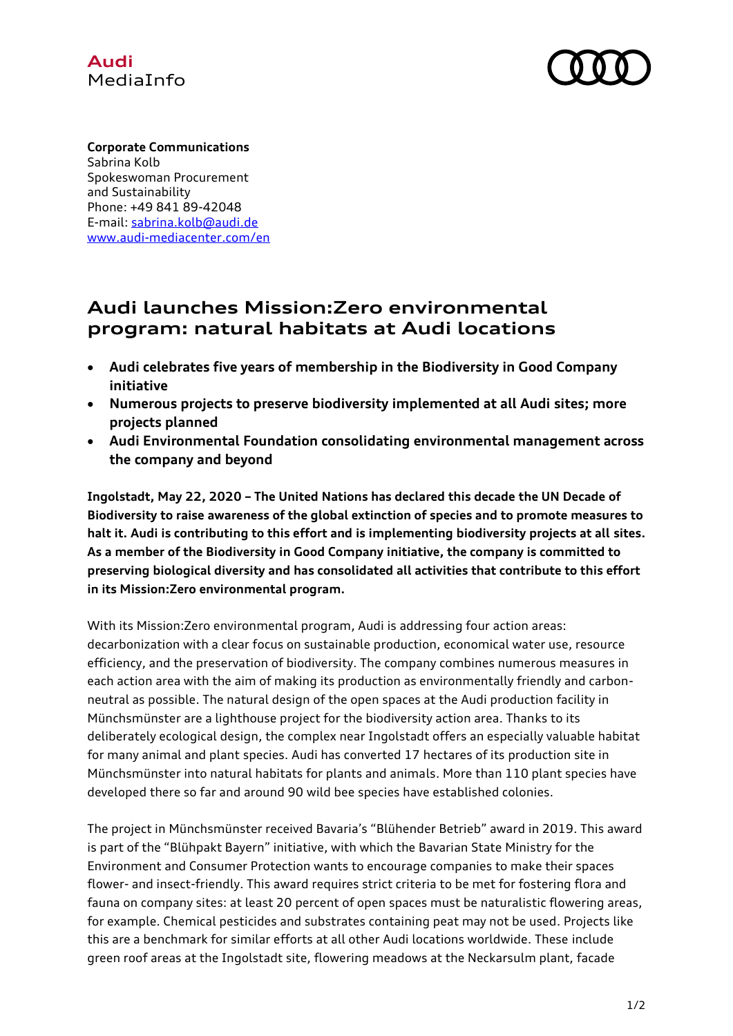Audi
MediaInfo

**Corporate Communications**
Sabrina Kolb
Spokeswoman Procurement
and Sustainability
Phone: +49 841 89-42048
E-mail: [sabrina.kolb@audi.de](mailto:sabrina.kolb@audi.de)
[www.audi-mediacenter.com/en](http://www.audi-mediacenter.com/en)

# Audi launches Mission:Zero environmental program: natural habitats at Audi locations

- **Audi celebrates five years of membership in the Biodiversity in Good Company initiative**
- **Numerous projects to preserve biodiversity implemented at all Audi sites; more projects planned**
- **Audi Environmental Foundation consolidating environmental management across the company and beyond**

**Ingolstadt, May 22, 2020 – The United Nations has declared this decade the UN Decade of Biodiversity to raise awareness of the global extinction of species and to promote measures to halt it. Audi is contributing to this effort and is implementing biodiversity projects at all sites. As a member of the Biodiversity in Good Company initiative, the company is committed to preserving biological diversity and has consolidated all activities that contribute to this effort in its Mission:Zero environmental program.**

With its Mission:Zero environmental program, Audi is addressing four action areas: decarbonization with a clear focus on sustainable production, economical water use, resource efficiency, and the preservation of biodiversity. The company combines numerous measures in each action area with the aim of making its production as environmentally friendly and carbon-neutral as possible. The natural design of the open spaces at the Audi production facility in Münchsmünster are a lighthouse project for the biodiversity action area. Thanks to its deliberately ecological design, the complex near Ingolstadt offers an especially valuable habitat for many animal and plant species. Audi has converted 17 hectares of its production site in Münchsmünster into natural habitats for plants and animals. More than 110 plant species have developed there so far and around 90 wild bee species have established colonies.

The project in Münchsmünster received Bavaria's "Blühender Betrieb" award in 2019. This award is part of the "Blühpakt Bayern" initiative, with which the Bavarian State Ministry for the Environment and Consumer Protection wants to encourage companies to make their spaces flower- and insect-friendly. This award requires strict criteria to be met for fostering flora and fauna on company sites: at least 20 percent of open spaces must be naturalistic flowering areas, for example. Chemical pesticides and substrates containing peat may not be used. Projects like this are a benchmark for similar efforts at all other Audi locations worldwide. These include green roof areas at the Ingolstadt site, flowering meadows at the Neckarsulm plant, facade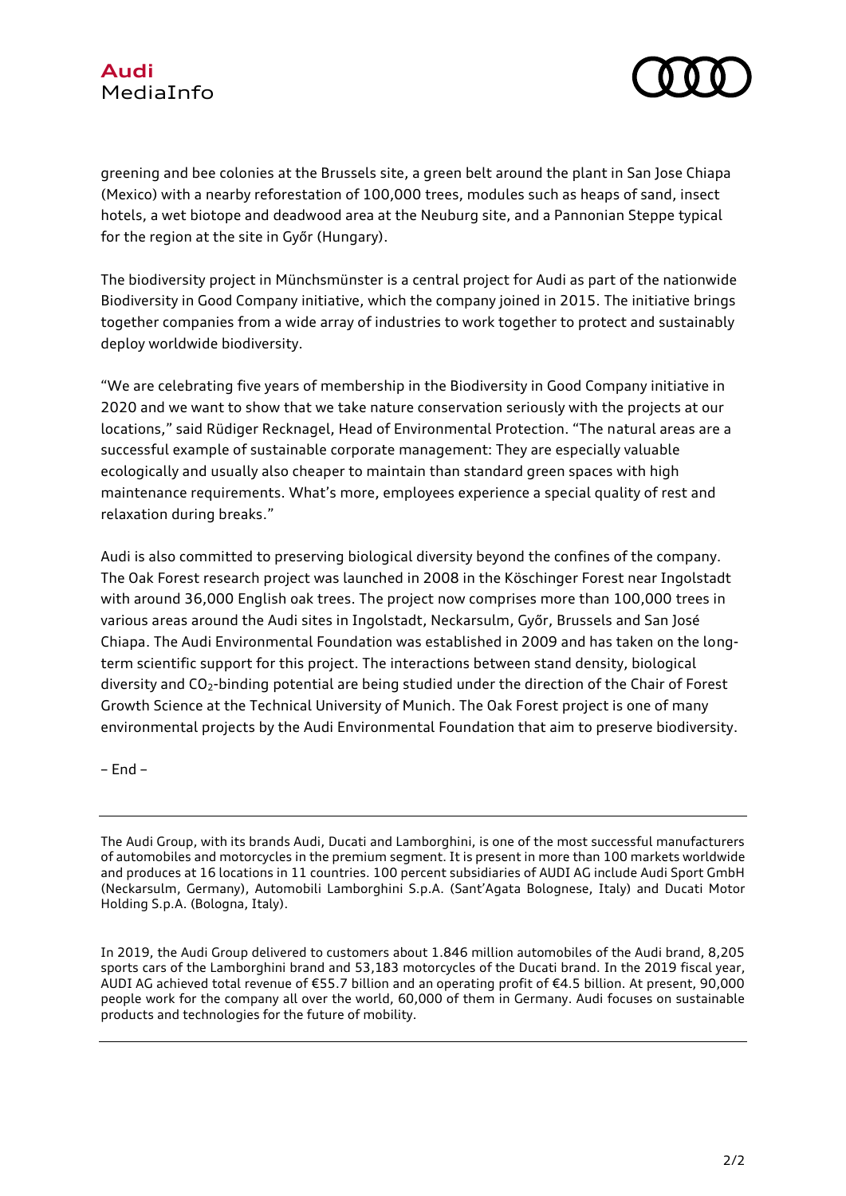greening and bee colonies at the Brussels site, a green belt around the plant in San Jose Chiapa (Mexico) with a nearby reforestation of 100,000 trees, modules such as heaps of sand, insect hotels, a wet biotope and deadwood area at the Neuburg site, and a Pannonian Steppe typical for the region at the site in Győr (Hungary).

The biodiversity project in Münchsmünster is a central project for Audi as part of the nationwide Biodiversity in Good Company initiative, which the company joined in 2015. The initiative brings together companies from a wide array of industries to work together to protect and sustainably deploy worldwide biodiversity.

“We are celebrating five years of membership in the Biodiversity in Good Company initiative in 2020 and we want to show that we take nature conservation seriously with the projects at our locations,” said Rüdiger Recknagel, Head of Environmental Protection. “The natural areas are a successful example of sustainable corporate management: They are especially valuable ecologically and usually also cheaper to maintain than standard green spaces with high maintenance requirements. What’s more, employees experience a special quality of rest and relaxation during breaks.”

Audi is also committed to preserving biological diversity beyond the confines of the company. The Oak Forest research project was launched in 2008 in the Köschinger Forest near Ingolstadt with around 36,000 English oak trees. The project now comprises more than 100,000 trees in various areas around the Audi sites in Ingolstadt, Neckarsulm, Győr, Brussels and San José Chiapa. The Audi Environmental Foundation was established in 2009 and has taken on the long-term scientific support for this project. The interactions between stand density, biological diversity and $CO_2$-binding potential are being studied under the direction of the Chair of Forest Growth Science at the Technical University of Munich. The Oak Forest project is one of many environmental projects by the Audi Environmental Foundation that aim to preserve biodiversity.

– End –

---

The Audi Group, with its brands Audi, Ducati and Lamborghini, is one of the most successful manufacturers of automobiles and motorcycles in the premium segment. It is present in more than 100 markets worldwide and produces at 16 locations in 11 countries. 100 percent subsidiaries of AUDI AG include Audi Sport GmbH (Neckarsulm, Germany), Automobili Lamborghini S.p.A. (Sant’Agata Bolognese, Italy) and Ducati Motor Holding S.p.A. (Bologna, Italy).

In 2019, the Audi Group delivered to customers about 1.846 million automobiles of the Audi brand, 8,205 sports cars of the Lamborghini brand and 53,183 motorcycles of the Ducati brand. In the 2019 fiscal year, AUDI AG achieved total revenue of €55.7 billion and an operating profit of €4.5 billion. At present, 90,000 people work for the company all over the world, 60,000 of them in Germany. Audi focuses on sustainable products and technologies for the future of mobility.

---